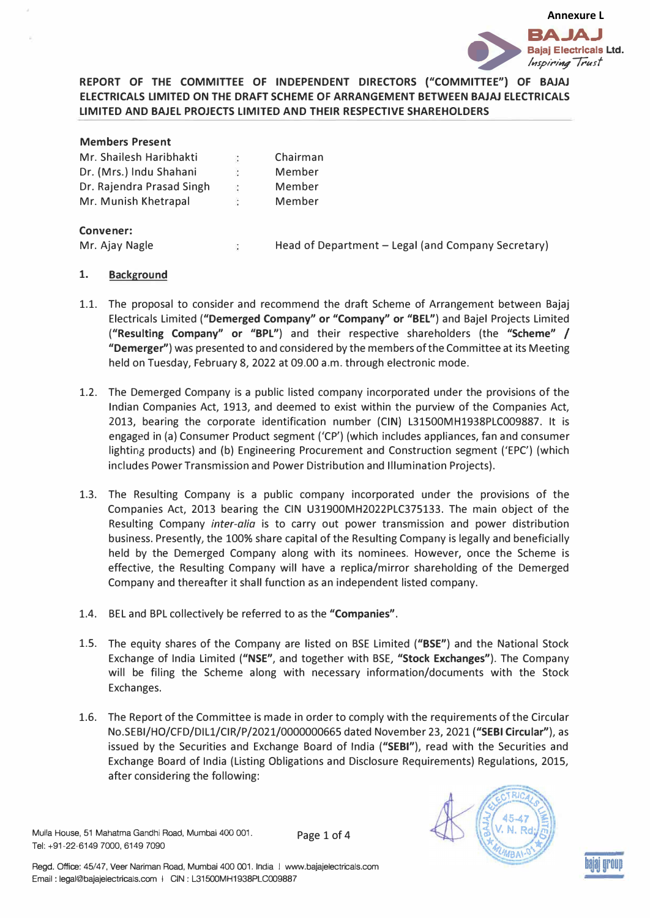Annexure L

**REPORT OF THE COMMITTEE OF INDEPENDENT DIRECTORS ("COMMITTEE") OF BAJAJ ELECTRICALS LIMITED ON THE DRAFT SCHEME OF ARRANGEMENT BETWEEN BAJAJ ELECTRICALS LIMITED AND BAJEL PROJECTS LIMITED AND THEIR RESPECTIVE SHAREHOLDERS**

**Members Present**

| | | |
|---|---|---|
| Mr. Shailesh Haribhakti | : | Chairman |
| Dr. (Mrs.) Indu Shahani | : | Member |
| Dr. Rajendra Prasad Singh | : | Member |
| Mr. Munish Khetrapal | : | Member |

**Convener:**

| | | |
|---|---|---|
| Mr. Ajay Nagle | : | Head of Department – Legal (and Company Secretary) |

1. **Background**

1.1. The proposal to consider and recommend the draft Scheme of Arrangement between Bajaj Electricals Limited (**"Demerged Company" or "Company" or "BEL"**) and Bajel Projects Limited (**"Resulting Company" or "BPL"**) and their respective shareholders (the **"Scheme" / "Demerger"**) was presented to and considered by the members of the Committee at its Meeting held on Tuesday, February 8, 2022 at 09.00 a.m. through electronic mode.

1.2. The Demerged Company is a public listed company incorporated under the provisions of the Indian Companies Act, 1913, and deemed to exist within the purview of the Companies Act, 2013, bearing the corporate identification number (CIN) L31500MH1938PLC009887. It is engaged in (a) Consumer Product segment ('CP') (which includes appliances, fan and consumer lighting products) and (b) Engineering Procurement and Construction segment ('EPC') (which includes Power Transmission and Power Distribution and Illumination Projects).

1.3. The Resulting Company is a public company incorporated under the provisions of the Companies Act, 2013 bearing the CIN U31900MH2022PLC375133. The main object of the Resulting Company *inter-alia* is to carry out power transmission and power distribution business. Presently, the 100% share capital of the Resulting Company is legally and beneficially held by the Demerged Company along with its nominees. However, once the Scheme is effective, the Resulting Company will have a replica/mirror shareholding of the Demerged Company and thereafter it shall function as an independent listed company.

1.4. BEL and BPL collectively be referred to as the **"Companies"**.

1.5. The equity shares of the Company are listed on BSE Limited (**"BSE"**) and the National Stock Exchange of India Limited (**"NSE"**, and together with BSE, **"Stock Exchanges"**). The Company will be filing the Scheme along with necessary information/documents with the Stock Exchanges.

1.6. The Report of the Committee is made in order to comply with the requirements of the Circular No.SEBI/HO/CFD/DIL1/CIR/P/2021/0000000665 dated November 23, 2021 (**"SEBI Circular"**), as issued by the Securities and Exchange Board of India (**"SEBI"**), read with the Securities and Exchange Board of India (Listing Obligations and Disclosure Requirements) Regulations, 2015, after considering the following: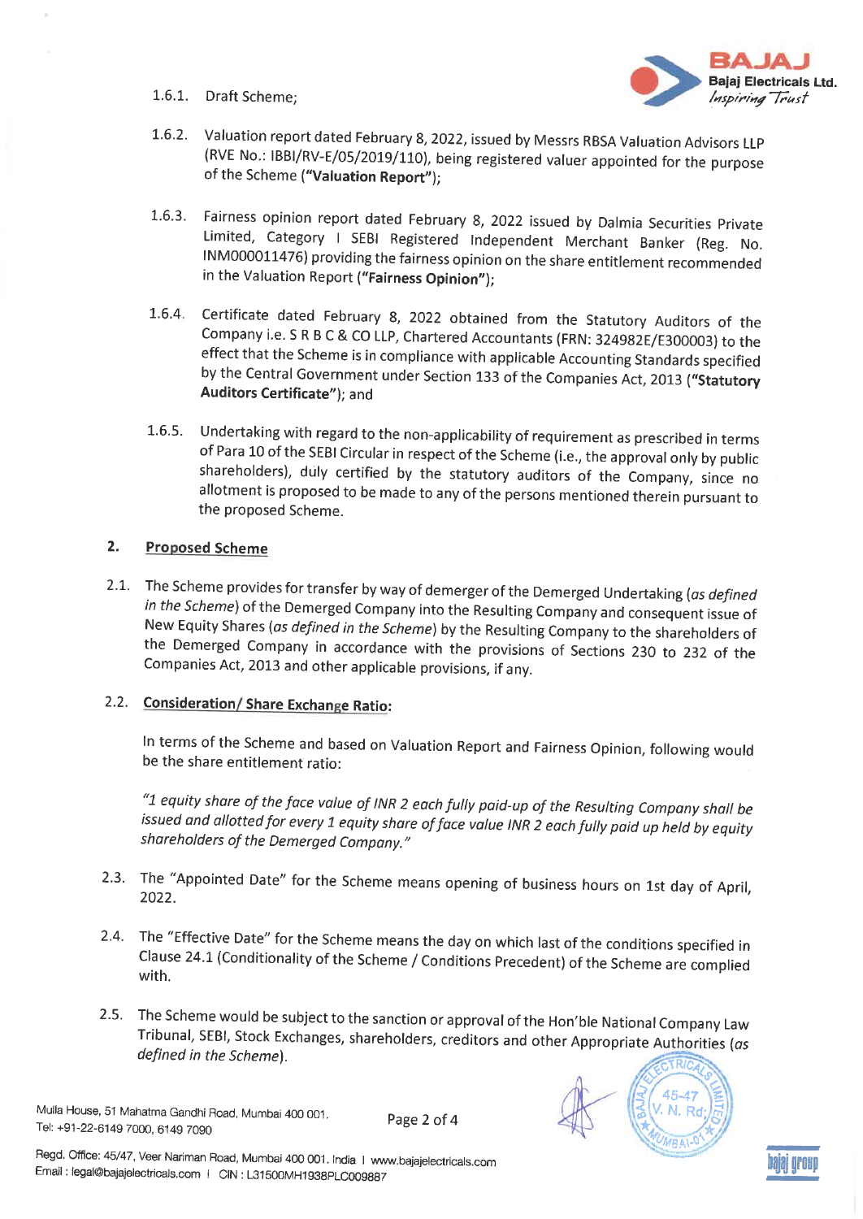1.6.1. Draft Scheme;

1.6.2. Valuation report dated February 8, 2022, issued by Messrs RBSA Valuation Advisors LLP (RVE No.: IBBI/RV-E/05/2019/110), being registered valuer appointed for the purpose of the Scheme (**"Valuation Report"**);

1.6.3. Fairness opinion report dated February 8, 2022 issued by Dalmia Securities Private Limited, Category I SEBI Registered Independent Merchant Banker (Reg. No. INM000011476) providing the fairness opinion on the share entitlement recommended in the Valuation Report (**"Fairness Opinion"**);

1.6.4. Certificate dated February 8, 2022 obtained from the Statutory Auditors of the Company i.e. S R B C & CO LLP, Chartered Accountants (FRN: 324982E/E300003) to the effect that the Scheme is in compliance with applicable Accounting Standards specified by the Central Government under Section 133 of the Companies Act, 2013 (**"Statutory Auditors Certificate"**); and

1.6.5. Undertaking with regard to the non-applicability of requirement as prescribed in terms of Para 10 of the SEBI Circular in respect of the Scheme (i.e., the approval only by public shareholders), duly certified by the statutory auditors of the Company, since no allotment is proposed to be made to any of the persons mentioned therein pursuant to the proposed Scheme.

## 2. Proposed Scheme

2.1. The Scheme provides for transfer by way of demerger of the Demerged Undertaking (*as defined in the Scheme*) of the Demerged Company into the Resulting Company and consequent issue of New Equity Shares (*as defined in the Scheme*) by the Resulting Company to the shareholders of the Demerged Company in accordance with the provisions of Sections 230 to 232 of the Companies Act, 2013 and other applicable provisions, if any.

2.2. **Consideration/ Share Exchange Ratio:**

In terms of the Scheme and based on Valuation Report and Fairness Opinion, following would be the share entitlement ratio:

*"1 equity share of the face value of INR 2 each fully paid-up of the Resulting Company shall be issued and allotted for every 1 equity share of face value INR 2 each fully paid up held by equity shareholders of the Demerged Company."*

2.3. The "Appointed Date" for the Scheme means opening of business hours on 1st day of April, 2022.

2.4. The "Effective Date" for the Scheme means the day on which last of the conditions specified in Clause 24.1 (Conditionality of the Scheme / Conditions Precedent) of the Scheme are complied with.

2.5. The Scheme would be subject to the sanction or approval of the Hon'ble National Company Law Tribunal, SEBI, Stock Exchanges, shareholders, creditors and other Appropriate Authorities (*as defined in the Scheme*).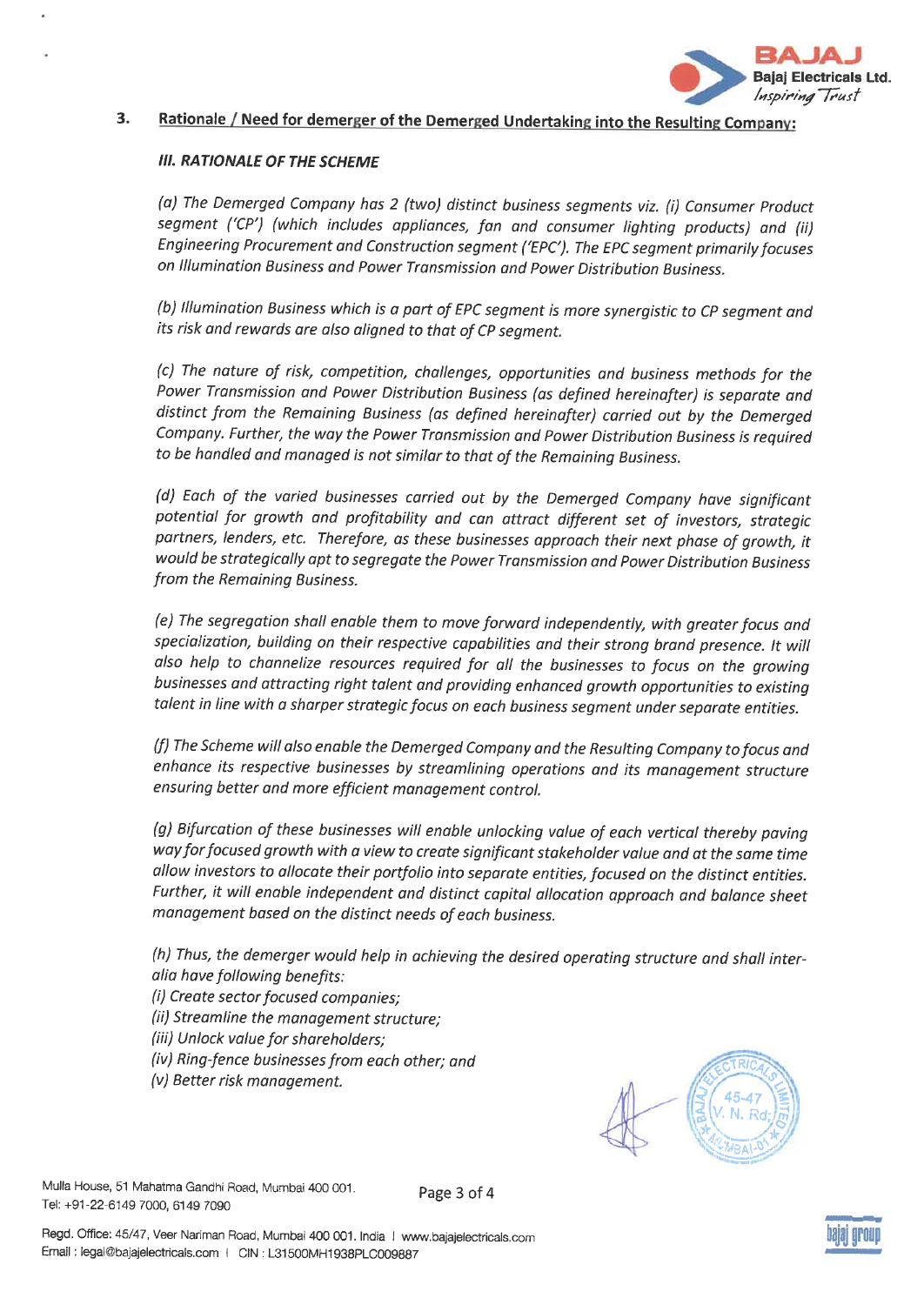## 3. Rationale / Need for demerger of the Demerged Undertaking into the Resulting Company:

### *III. RATIONALE OF THE SCHEME*

*(a) The Demerged Company has 2 (two) distinct business segments viz. (i) Consumer Product segment ('CP') (which includes appliances, fan and consumer lighting products) and (ii) Engineering Procurement and Construction segment ('EPC'). The EPC segment primarily focuses on Illumination Business and Power Transmission and Power Distribution Business.*

*(b) Illumination Business which is a part of EPC segment is more synergistic to CP segment and its risk and rewards are also aligned to that of CP segment.*

*(c) The nature of risk, competition, challenges, opportunities and business methods for the Power Transmission and Power Distribution Business (as defined hereinafter) is separate and distinct from the Remaining Business (as defined hereinafter) carried out by the Demerged Company. Further, the way the Power Transmission and Power Distribution Business is required to be handled and managed is not similar to that of the Remaining Business.*

*(d) Each of the varied businesses carried out by the Demerged Company have significant potential for growth and profitability and can attract different set of investors, strategic partners, lenders, etc. Therefore, as these businesses approach their next phase of growth, it would be strategically apt to segregate the Power Transmission and Power Distribution Business from the Remaining Business.*

*(e) The segregation shall enable them to move forward independently, with greater focus and specialization, building on their respective capabilities and their strong brand presence. It will also help to channelize resources required for all the businesses to focus on the growing businesses and attracting right talent and providing enhanced growth opportunities to existing talent in line with a sharper strategic focus on each business segment under separate entities.*

*(f) The Scheme will also enable the Demerged Company and the Resulting Company to focus and enhance its respective businesses by streamlining operations and its management structure ensuring better and more efficient management control.*

*(g) Bifurcation of these businesses will enable unlocking value of each vertical thereby paving way for focused growth with a view to create significant stakeholder value and at the same time allow investors to allocate their portfolio into separate entities, focused on the distinct entities. Further, it will enable independent and distinct capital allocation approach and balance sheet management based on the distinct needs of each business.*

*(h) Thus, the demerger would help in achieving the desired operating structure and shall inter-alia have following benefits:*
*(i) Create sector focused companies;*
*(ii) Streamline the management structure;*
*(iii) Unlock value for shareholders;*
*(iv) Ring-fence businesses from each other; and*
*(v) Better risk management.*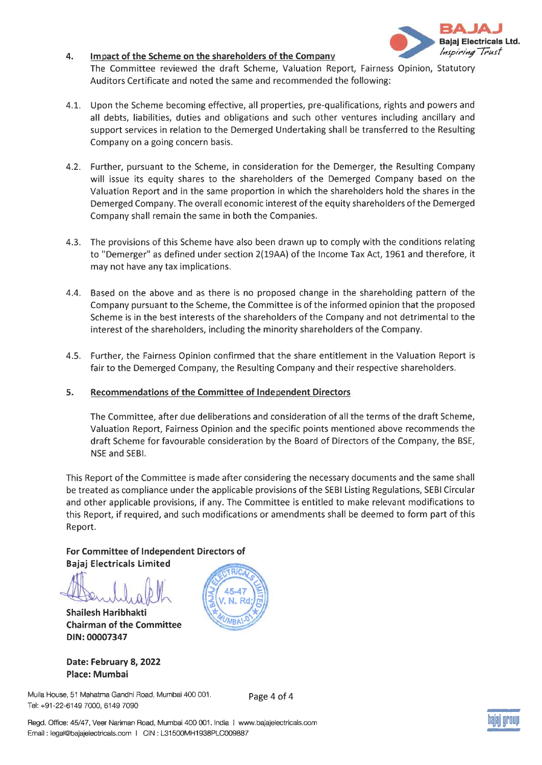## 4. Impact of the Scheme on the shareholders of the Company

The Committee reviewed the draft Scheme, Valuation Report, Fairness Opinion, Statutory Auditors Certificate and noted the same and recommended the following:

4.1. Upon the Scheme becoming effective, all properties, pre-qualifications, rights and powers and all debts, liabilities, duties and obligations and such other ventures including ancillary and support services in relation to the Demerged Undertaking shall be transferred to the Resulting Company on a going concern basis.

4.2. Further, pursuant to the Scheme, in consideration for the Demerger, the Resulting Company will issue its equity shares to the shareholders of the Demerged Company based on the Valuation Report and in the same proportion in which the shareholders hold the shares in the Demerged Company. The overall economic interest of the equity shareholders of the Demerged Company shall remain the same in both the Companies.

4.3. The provisions of this Scheme have also been drawn up to comply with the conditions relating to "Demerger" as defined under section 2(19AA) of the Income Tax Act, 1961 and therefore, it may not have any tax implications.

4.4. Based on the above and as there is no proposed change in the shareholding pattern of the Company pursuant to the Scheme, the Committee is of the informed opinion that the proposed Scheme is in the best interests of the shareholders of the Company and not detrimental to the interest of the shareholders, including the minority shareholders of the Company.

4.5. Further, the Fairness Opinion confirmed that the share entitlement in the Valuation Report is fair to the Demerged Company, the Resulting Company and their respective shareholders.

## 5. Recommendations of the Committee of Independent Directors

The Committee, after due deliberations and consideration of all the terms of the draft Scheme, Valuation Report, Fairness Opinion and the specific points mentioned above recommends the draft Scheme for favourable consideration by the Board of Directors of the Company, the BSE, NSE and SEBI.

This Report of the Committee is made after considering the necessary documents and the same shall be treated as compliance under the applicable provisions of the SEBI Listing Regulations, SEBI Circular and other applicable provisions, if any. The Committee is entitled to make relevant modifications to this Report, if required, and such modifications or amendments shall be deemed to form part of this Report.

**For Committee of Independent Directors of**
**Bajaj Electricals Limited**

**Shailesh Haribhakti**
**Chairman of the Committee**
**DIN: 00007347**

**Date: February 8, 2022**
**Place: Mumbai**

Mulla House, 51 Mahatma Gandhi Road, Mumbai 400 001.
Tel: +91-22-6149 7000, 6149 7090

Regd. Office: 45/47, Veer Nariman Road, Mumbai 400 001. India | www.bajajelectricals.com
Email : legal@bajajelectricals.com | CIN : L31500MH1938PLC009887